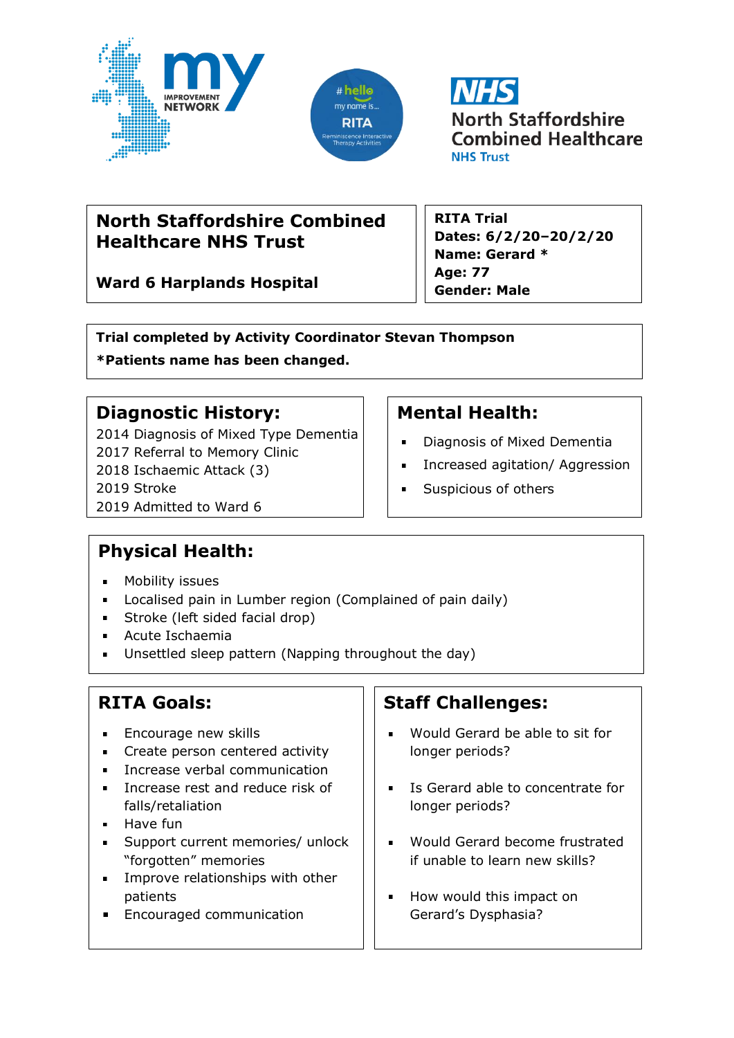# North Staffordshire Combined Healthcare NHS Trust

**Ward 6 Harplands Hospital**

**RITA Trial**
**Dates: 6/2/20–20/2/20**
**Name: Gerard ***
**Age: 77**
**Gender: Male**

**Trial completed by Activity Coordinator Stevan Thompson**

***Patients name has been changed.**

## Diagnostic History:

2014 Diagnosis of Mixed Type Dementia
2017 Referral to Memory Clinic
2018 Ischaemic Attack (3)
2019 Stroke
2019 Admitted to Ward 6

## Mental Health:

- Diagnosis of Mixed Dementia
- Increased agitation/ Aggression
- Suspicious of others

## Physical Health:

- Mobility issues
- Localised pain in Lumber region (Complained of pain daily)
- Stroke (left sided facial drop)
- Acute Ischaemia
- Unsettled sleep pattern (Napping throughout the day)

## RITA Goals:

- Encourage new skills
- Create person centered activity
- Increase verbal communication
- Increase rest and reduce risk of falls/retaliation
- Have fun
- Support current memories/ unlock "forgotten" memories
- Improve relationships with other patients
- Encouraged communication

## Staff Challenges:

- Would Gerard be able to sit for longer periods?
- Is Gerard able to concentrate for longer periods?
- Would Gerard become frustrated if unable to learn new skills?
- How would this impact on Gerard's Dysphasia?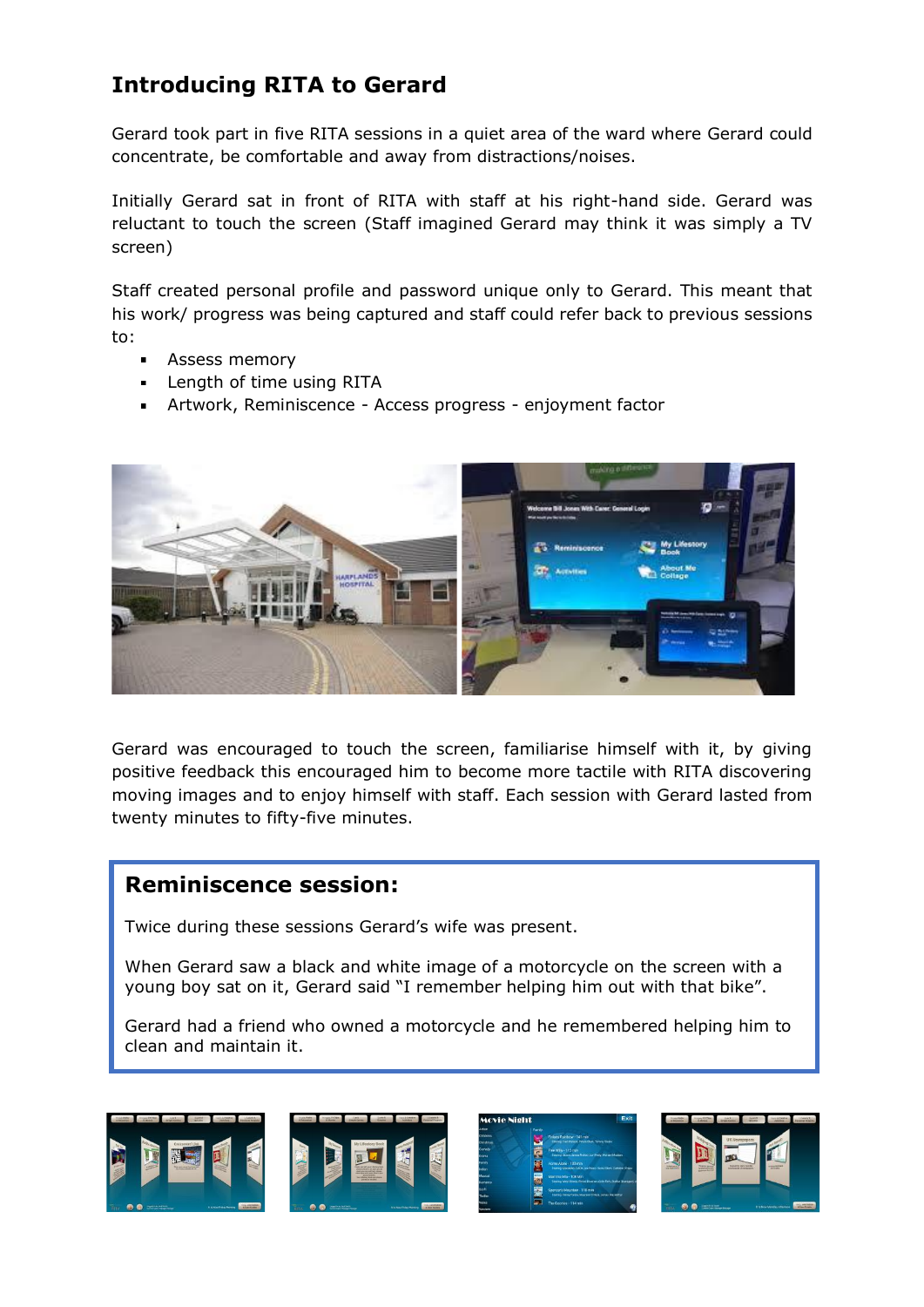## Introducing RITA to Gerard

Gerard took part in five RITA sessions in a quiet area of the ward where Gerard could concentrate, be comfortable and away from distractions/noises.

Initially Gerard sat in front of RITA with staff at his right-hand side. Gerard was reluctant to touch the screen (Staff imagined Gerard may think it was simply a TV screen)

Staff created personal profile and password unique only to Gerard. This meant that his work/ progress was being captured and staff could refer back to previous sessions to:

- Assess memory
- Length of time using RITA
- Artwork, Reminiscence - Access progress - enjoyment factor

Gerard was encouraged to touch the screen, familiarise himself with it, by giving positive feedback this encouraged him to become more tactile with RITA discovering moving images and to enjoy himself with staff. Each session with Gerard lasted from twenty minutes to fifty-five minutes.

### Reminiscence session:

Twice during these sessions Gerard's wife was present.

When Gerard saw a black and white image of a motorcycle on the screen with a young boy sat on it, Gerard said "I remember helping him out with that bike".

Gerard had a friend who owned a motorcycle and he remembered helping him to clean and maintain it.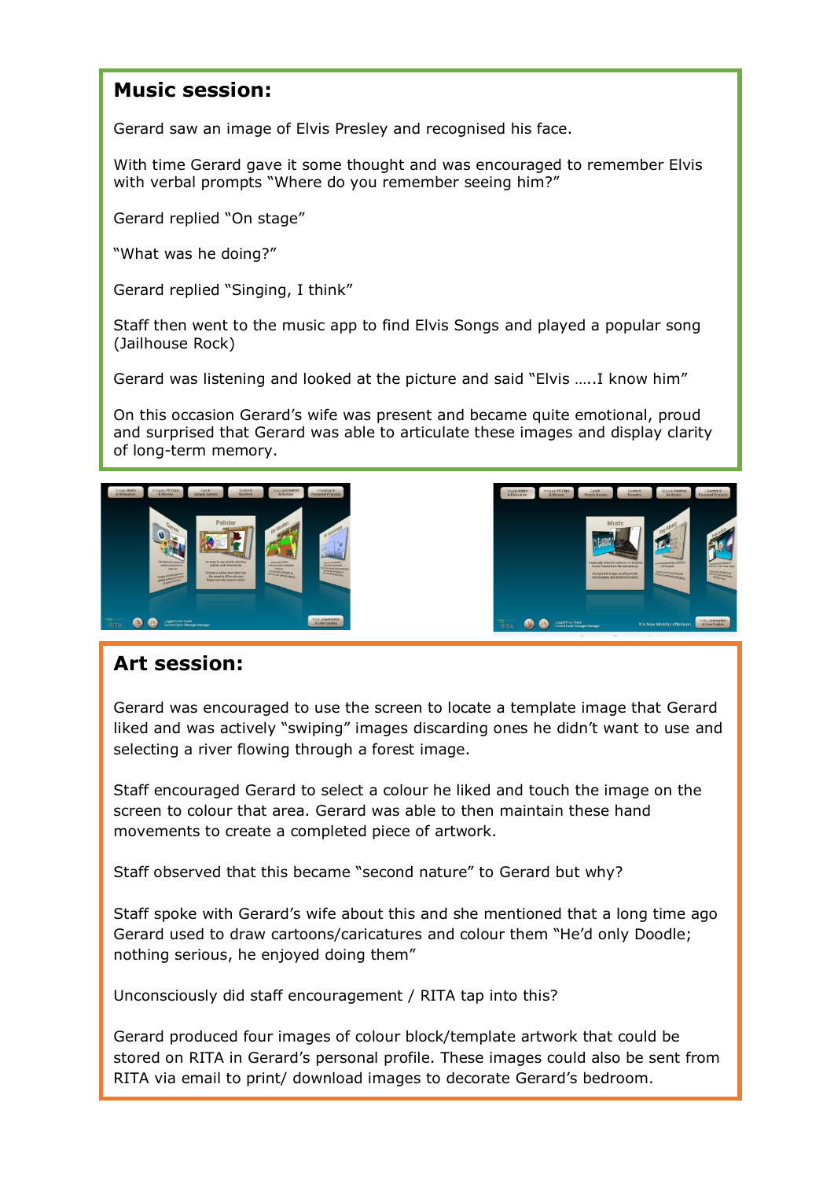## Music session:

Gerard saw an image of Elvis Presley and recognised his face.

With time Gerard gave it some thought and was encouraged to remember Elvis with verbal prompts "Where do you remember seeing him?"

Gerard replied "On stage"

"What was he doing?"

Gerard replied "Singing, I think"

Staff then went to the music app to find Elvis Songs and played a popular song (Jailhouse Rock)

Gerard was listening and looked at the picture and said "Elvis …..I know him"

On this occasion Gerard's wife was present and became quite emotional, proud and surprised that Gerard was able to articulate these images and display clarity of long-term memory.

## Art session:

Gerard was encouraged to use the screen to locate a template image that Gerard liked and was actively "swiping" images discarding ones he didn't want to use and selecting a river flowing through a forest image.

Staff encouraged Gerard to select a colour he liked and touch the image on the screen to colour that area. Gerard was able to then maintain these hand movements to create a completed piece of artwork.

Staff observed that this became "second nature" to Gerard but why?

Staff spoke with Gerard's wife about this and she mentioned that a long time ago Gerard used to draw cartoons/caricatures and colour them "He'd only Doodle; nothing serious, he enjoyed doing them"

Unconsciously did staff encouragement / RITA tap into this?

Gerard produced four images of colour block/template artwork that could be stored on RITA in Gerard's personal profile. These images could also be sent from RITA via email to print/ download images to decorate Gerard's bedroom.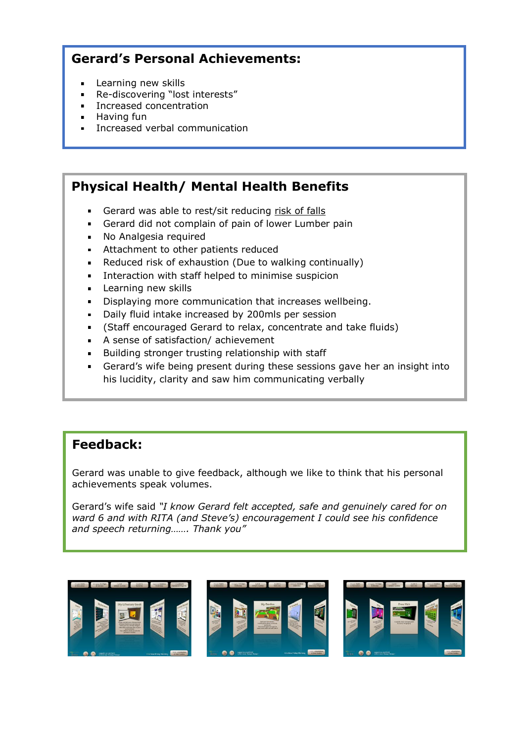## Gerard's Personal Achievements:

- Learning new skills
- Re-discovering "lost interests"
- Increased concentration
- Having fun
- Increased verbal communication

## Physical Health/ Mental Health Benefits

- Gerard was able to rest/sit reducing risk of falls
- Gerard did not complain of pain of lower Lumber pain
- No Analgesia required
- Attachment to other patients reduced
- Reduced risk of exhaustion (Due to walking continually)
- Interaction with staff helped to minimise suspicion
- Learning new skills
- Displaying more communication that increases wellbeing.
- Daily fluid intake increased by 200mls per session
- (Staff encouraged Gerard to relax, concentrate and take fluids)
- A sense of satisfaction/ achievement
- Building stronger trusting relationship with staff
- Gerard's wife being present during these sessions gave her an insight into his lucidity, clarity and saw him communicating verbally

## Feedback:

Gerard was unable to give feedback, although we like to think that his personal achievements speak volumes.

Gerard's wife said *"I know Gerard felt accepted, safe and genuinely cared for on ward 6 and with RITA (and Steve's) encouragement I could see his confidence and speech returning……. Thank you"*